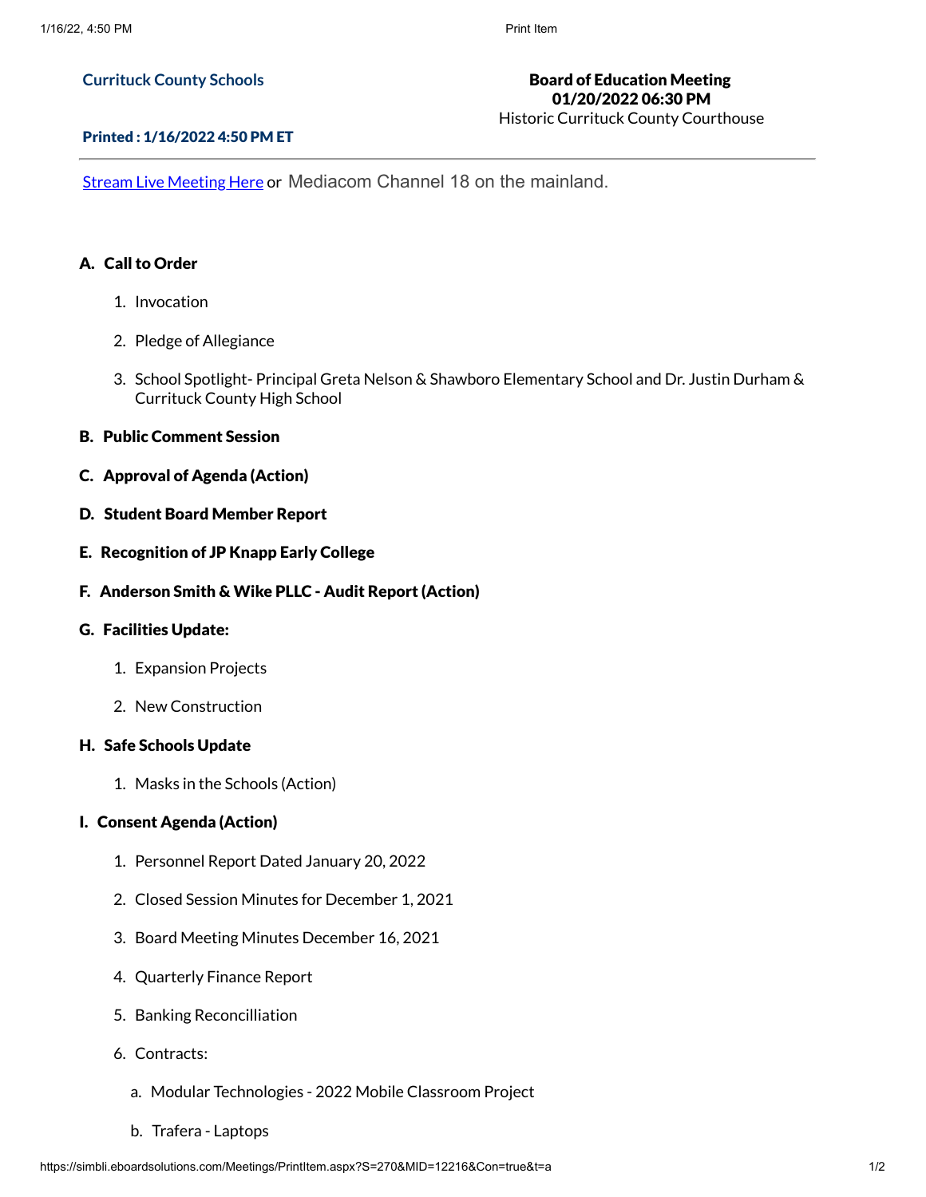**Currituck County Schools**

**Board of Education Meeting**
**01/20/2022 06:30 PM**
Historic Currituck County Courthouse

**Printed : 1/16/2022 4:50 PM ET**

---

Stream Live Meeting Here or Mediacom Channel 18 on the mainland.

### A. Call to Order

1. Invocation
2. Pledge of Allegiance
3. School Spotlight- Principal Greta Nelson & Shawboro Elementary School and Dr. Justin Durham & Currituck County High School

### B. Public Comment Session

### C. Approval of Agenda (Action)

### D. Student Board Member Report

### E. Recognition of JP Knapp Early College

### F. Anderson Smith & Wike PLLC - Audit Report (Action)

### G. Facilities Update:

1. Expansion Projects
2. New Construction

### H. Safe Schools Update

1. Masks in the Schools (Action)

### I. Consent Agenda (Action)

1. Personnel Report Dated January 20, 2022
2. Closed Session Minutes for December 1, 2021
3. Board Meeting Minutes December 16, 2021
4. Quarterly Finance Report
5. Banking Reconcilliation
6. Contracts:
   a. Modular Technologies - 2022 Mobile Classroom Project
   b. Trafera - Laptops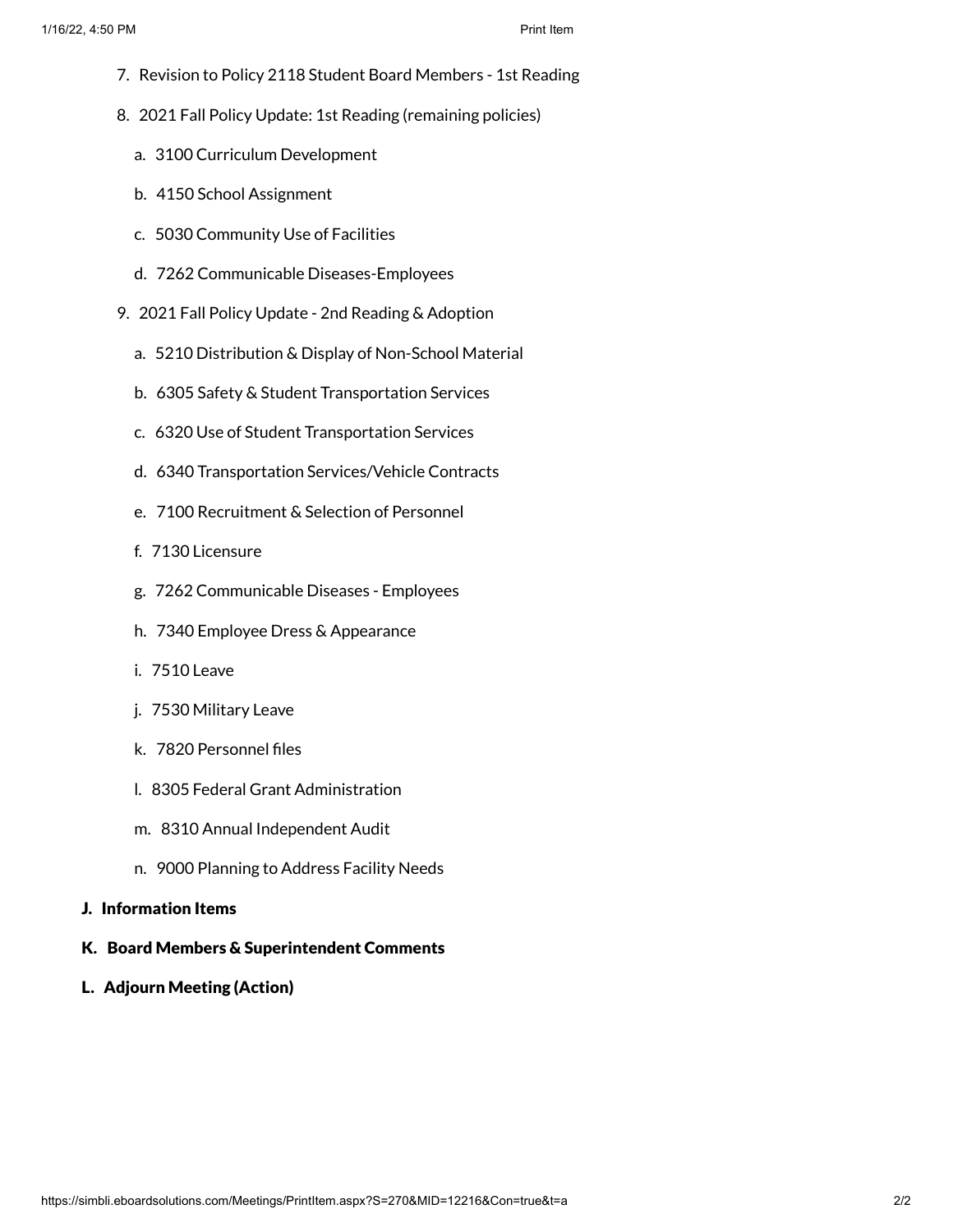7. Revision to Policy 2118 Student Board Members - 1st Reading
8. 2021 Fall Policy Update: 1st Reading (remaining policies)
   a. 3100 Curriculum Development
   b. 4150 School Assignment
   c. 5030 Community Use of Facilities
   d. 7262 Communicable Diseases-Employees
9. 2021 Fall Policy Update - 2nd Reading & Adoption
   a. 5210 Distribution & Display of Non-School Material
   b. 6305 Safety & Student Transportation Services
   c. 6320 Use of Student Transportation Services
   d. 6340 Transportation Services/Vehicle Contracts
   e. 7100 Recruitment & Selection of Personnel
   f. 7130 Licensure
   g. 7262 Communicable Diseases - Employees
   h. 7340 Employee Dress & Appearance
   i. 7510 Leave
   j. 7530 Military Leave
   k. 7820 Personnel files
   l. 8305 Federal Grant Administration
   m. 8310 Annual Independent Audit
   n. 9000 Planning to Address Facility Needs

**J. Information Items**

**K. Board Members & Superintendent Comments**

**L. Adjourn Meeting (Action)**